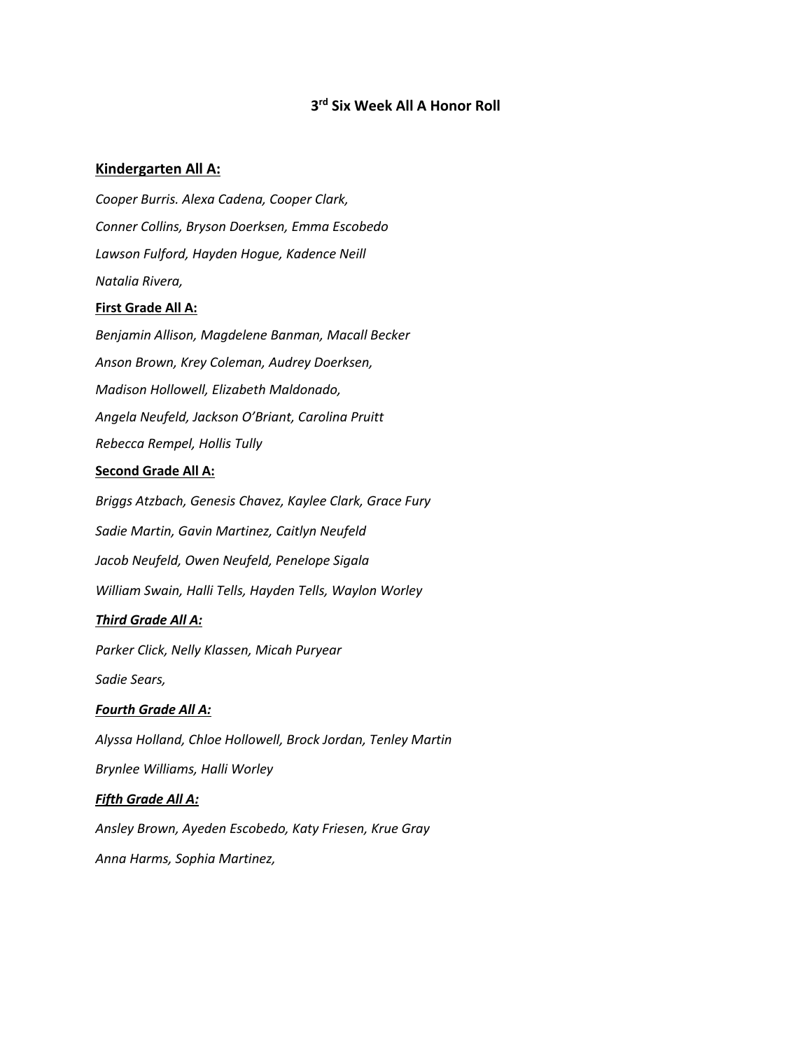# 3rd Six Week All A Honor Roll

**<u>Kindergarten All A:</u>**

*Cooper Burris. Alexa Cadena, Cooper Clark,*

*Conner Collins, Bryson Doerksen, Emma Escobedo*

*Lawson Fulford, Hayden Hogue, Kadence Neill*

*Natalia Rivera,*

**<u>First Grade All A:</u>**

*Benjamin Allison, Magdelene Banman, Macall Becker*

*Anson Brown, Krey Coleman, Audrey Doerksen,*

*Madison Hollowell, Elizabeth Maldonado,*

*Angela Neufeld, Jackson O'Briant, Carolina Pruitt*

*Rebecca Rempel, Hollis Tully*

**<u>Second Grade All A:</u>**

*Briggs Atzbach, Genesis Chavez, Kaylee Clark, Grace Fury*

*Sadie Martin, Gavin Martinez, Caitlyn Neufeld*

*Jacob Neufeld, Owen Neufeld, Penelope Sigala*

*William Swain, Halli Tells, Hayden Tells, Waylon Worley*

***<u>Third Grade All A:</u>***

*Parker Click, Nelly Klassen, Micah Puryear*

*Sadie Sears,*

***<u>Fourth Grade All A:</u>***

*Alyssa Holland, Chloe Hollowell, Brock Jordan, Tenley Martin*

*Brynlee Williams, Halli Worley*

***<u>Fifth Grade All A:</u>***

*Ansley Brown, Ayeden Escobedo, Katy Friesen, Krue Gray*

*Anna Harms, Sophia Martinez,*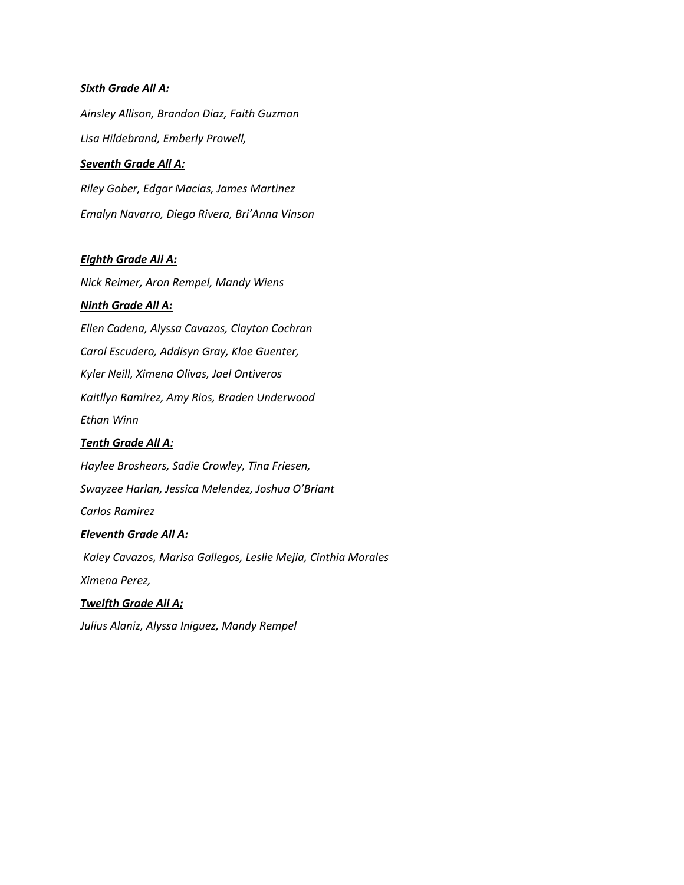***Sixth Grade All A:***

*Ainsley Allison, Brandon Diaz, Faith Guzman*

*Lisa Hildebrand, Emberly Prowell,*

***Seventh Grade All A:***

*Riley Gober, Edgar Macias, James Martinez*

*Emalyn Navarro, Diego Rivera, Bri'Anna Vinson*

***Eighth Grade All A:***

*Nick Reimer, Aron Rempel, Mandy Wiens*

***Ninth Grade All A:***

*Ellen Cadena, Alyssa Cavazos, Clayton Cochran*

*Carol Escudero, Addisyn Gray, Kloe Guenter,*

*Kyler Neill, Ximena Olivas, Jael Ontiveros*

*Kaitllyn Ramirez, Amy Rios, Braden Underwood*

*Ethan Winn*

***Tenth Grade All A:***

*Haylee Broshears, Sadie Crowley, Tina Friesen,*

*Swayzee Harlan, Jessica Melendez, Joshua O'Briant*

*Carlos Ramirez*

***Eleventh Grade All A:***

*Kaley Cavazos, Marisa Gallegos, Leslie Mejia, Cinthia Morales*

*Ximena Perez,*

***Twelfth Grade All A;***

*Julius Alaniz, Alyssa Iniguez, Mandy Rempel*